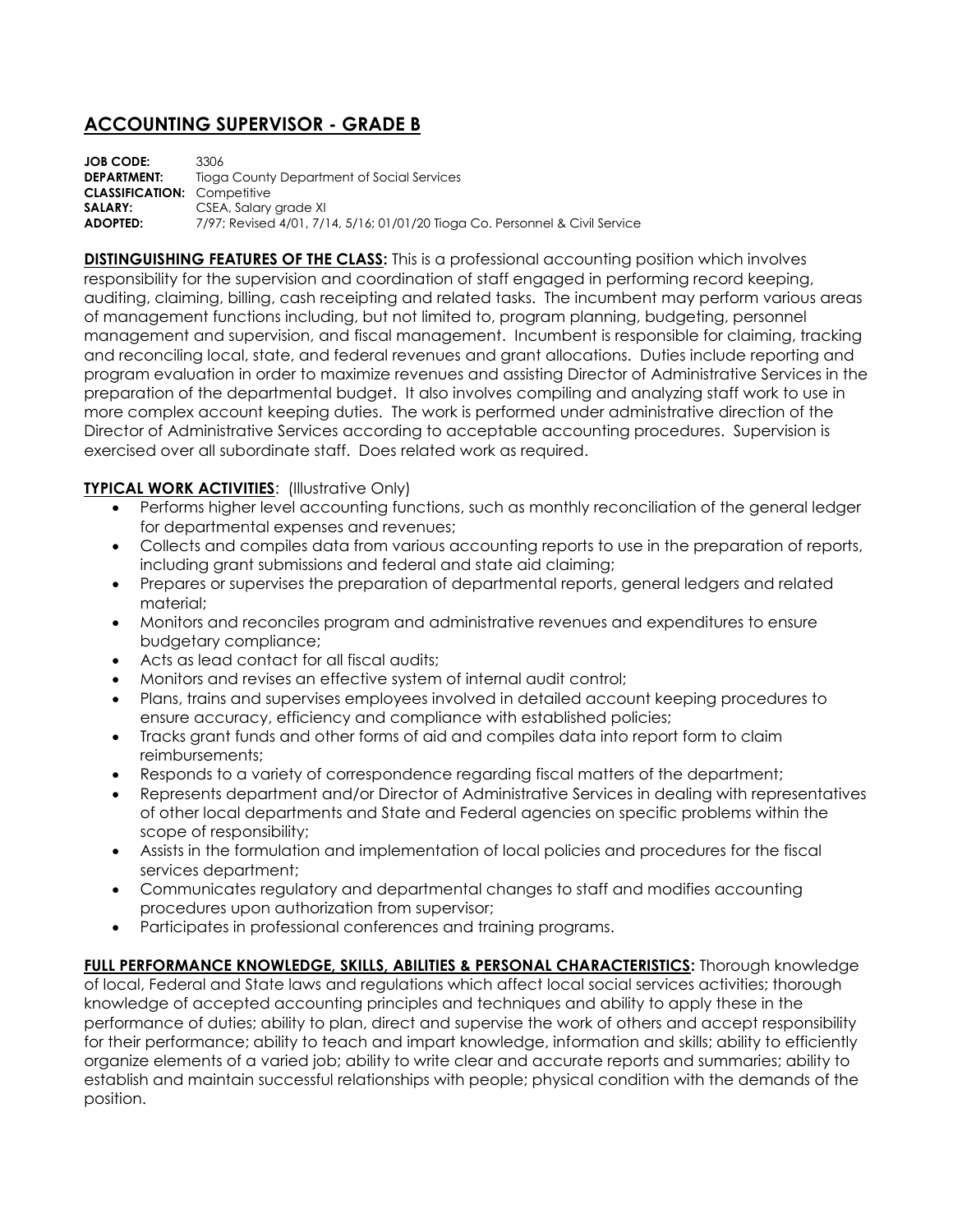# ACCOUNTING SUPERVISOR - GRADE B

**JOB CODE:** 3306
**DEPARTMENT:** Tioga County Department of Social Services
**CLASSIFICATION:** Competitive
**SALARY:** CSEA, Salary grade XI
**ADOPTED:** 7/97; Revised 4/01, 7/14, 5/16; 01/01/20 Tioga Co. Personnel & Civil Service

**DISTINGUISHING FEATURES OF THE CLASS:** This is a professional accounting position which involves responsibility for the supervision and coordination of staff engaged in performing record keeping, auditing, claiming, billing, cash receipting and related tasks. The incumbent may perform various areas of management functions including, but not limited to, program planning, budgeting, personnel management and supervision, and fiscal management. Incumbent is responsible for claiming, tracking and reconciling local, state, and federal revenues and grant allocations. Duties include reporting and program evaluation in order to maximize revenues and assisting Director of Administrative Services in the preparation of the departmental budget. It also involves compiling and analyzing staff work to use in more complex account keeping duties. The work is performed under administrative direction of the Director of Administrative Services according to acceptable accounting procedures. Supervision is exercised over all subordinate staff. Does related work as required.

**TYPICAL WORK ACTIVITIES**: (Illustrative Only)

- Performs higher level accounting functions, such as monthly reconciliation of the general ledger for departmental expenses and revenues;
- Collects and compiles data from various accounting reports to use in the preparation of reports, including grant submissions and federal and state aid claiming;
- Prepares or supervises the preparation of departmental reports, general ledgers and related material;
- Monitors and reconciles program and administrative revenues and expenditures to ensure budgetary compliance;
- Acts as lead contact for all fiscal audits;
- Monitors and revises an effective system of internal audit control;
- Plans, trains and supervises employees involved in detailed account keeping procedures to ensure accuracy, efficiency and compliance with established policies;
- Tracks grant funds and other forms of aid and compiles data into report form to claim reimbursements;
- Responds to a variety of correspondence regarding fiscal matters of the department;
- Represents department and/or Director of Administrative Services in dealing with representatives of other local departments and State and Federal agencies on specific problems within the scope of responsibility;
- Assists in the formulation and implementation of local policies and procedures for the fiscal services department;
- Communicates regulatory and departmental changes to staff and modifies accounting procedures upon authorization from supervisor;
- Participates in professional conferences and training programs.

**FULL PERFORMANCE KNOWLEDGE, SKILLS, ABILITIES & PERSONAL CHARACTERISTICS:** Thorough knowledge of local, Federal and State laws and regulations which affect local social services activities; thorough knowledge of accepted accounting principles and techniques and ability to apply these in the performance of duties; ability to plan, direct and supervise the work of others and accept responsibility for their performance; ability to teach and impart knowledge, information and skills; ability to efficiently organize elements of a varied job; ability to write clear and accurate reports and summaries; ability to establish and maintain successful relationships with people; physical condition with the demands of the position.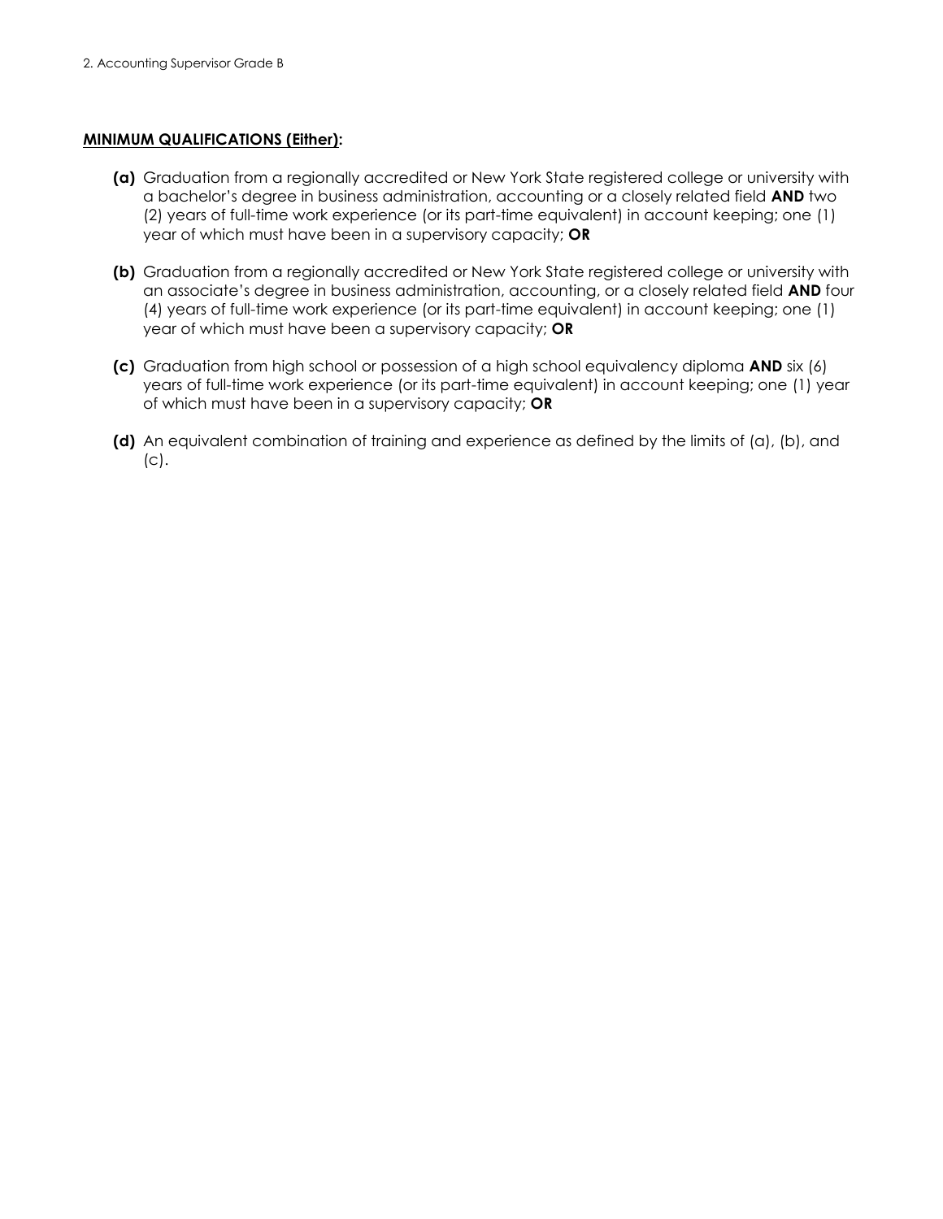**MINIMUM QUALIFICATIONS (Either):**

**(a)** Graduation from a regionally accredited or New York State registered college or university with a bachelor's degree in business administration, accounting or a closely related field **AND** two (2) years of full-time work experience (or its part-time equivalent) in account keeping; one (1) year of which must have been in a supervisory capacity; **OR**

**(b)** Graduation from a regionally accredited or New York State registered college or university with an associate's degree in business administration, accounting, or a closely related field **AND** four (4) years of full-time work experience (or its part-time equivalent) in account keeping; one (1) year of which must have been a supervisory capacity; **OR**

**(c)** Graduation from high school or possession of a high school equivalency diploma **AND** six (6) years of full-time work experience (or its part-time equivalent) in account keeping; one (1) year of which must have been in a supervisory capacity; **OR**

**(d)** An equivalent combination of training and experience as defined by the limits of (a), (b), and (c).